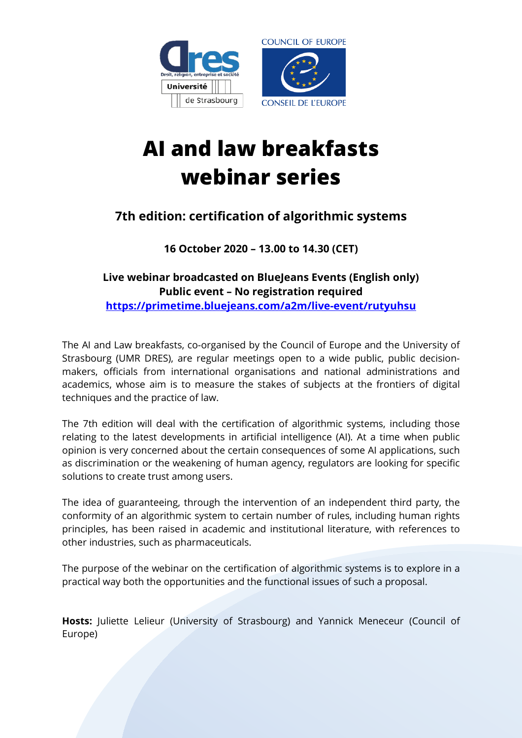# AI and law breakfasts webinar series

## 7th edition: certification of algorithmic systems

**16 October 2020 – 13.00 to 14.30 (CET)**

**Live webinar broadcasted on BlueJeans Events (English only)**
**Public event – No registration required**
**https://primetime.bluejeans.com/a2m/live-event/rutyuhsu**

The AI and Law breakfasts, co-organised by the Council of Europe and the University of Strasbourg (UMR DRES), are regular meetings open to a wide public, public decision-makers, officials from international organisations and national administrations and academics, whose aim is to measure the stakes of subjects at the frontiers of digital techniques and the practice of law.

The 7th edition will deal with the certification of algorithmic systems, including those relating to the latest developments in artificial intelligence (AI). At a time when public opinion is very concerned about the certain consequences of some AI applications, such as discrimination or the weakening of human agency, regulators are looking for specific solutions to create trust among users.

The idea of guaranteeing, through the intervention of an independent third party, the conformity of an algorithmic system to certain number of rules, including human rights principles, has been raised in academic and institutional literature, with references to other industries, such as pharmaceuticals.

The purpose of the webinar on the certification of algorithmic systems is to explore in a practical way both the opportunities and the functional issues of such a proposal.

**Hosts:** Juliette Lelieur (University of Strasbourg) and Yannick Meneceur (Council of Europe)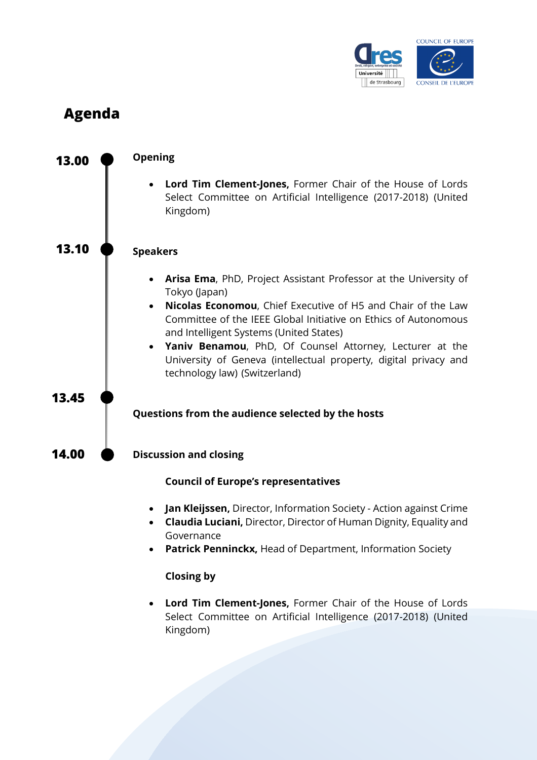# Agenda

**13.00** **Opening**

- **Lord Tim Clement-Jones,** Former Chair of the House of Lords Select Committee on Artificial Intelligence (2017-2018) (United Kingdom)

**13.10** **Speakers**

- **Arisa Ema**, PhD, Project Assistant Professor at the University of Tokyo (Japan)
- **Nicolas Economou**, Chief Executive of H5 and Chair of the Law Committee of the IEEE Global Initiative on Ethics of Autonomous and Intelligent Systems (United States)
- **Yaniv Benamou**, PhD, Of Counsel Attorney, Lecturer at the University of Geneva (intellectual property, digital privacy and technology law) (Switzerland)

**13.45** **Questions from the audience selected by the hosts**

**14.00** **Discussion and closing**

**Council of Europe's representatives**

- **Jan Kleijssen,** Director, Information Society - Action against Crime
- **Claudia Luciani,** Director, Director of Human Dignity, Equality and Governance
- **Patrick Penninckx,** Head of Department, Information Society

**Closing by**

- **Lord Tim Clement-Jones,** Former Chair of the House of Lords Select Committee on Artificial Intelligence (2017-2018) (United Kingdom)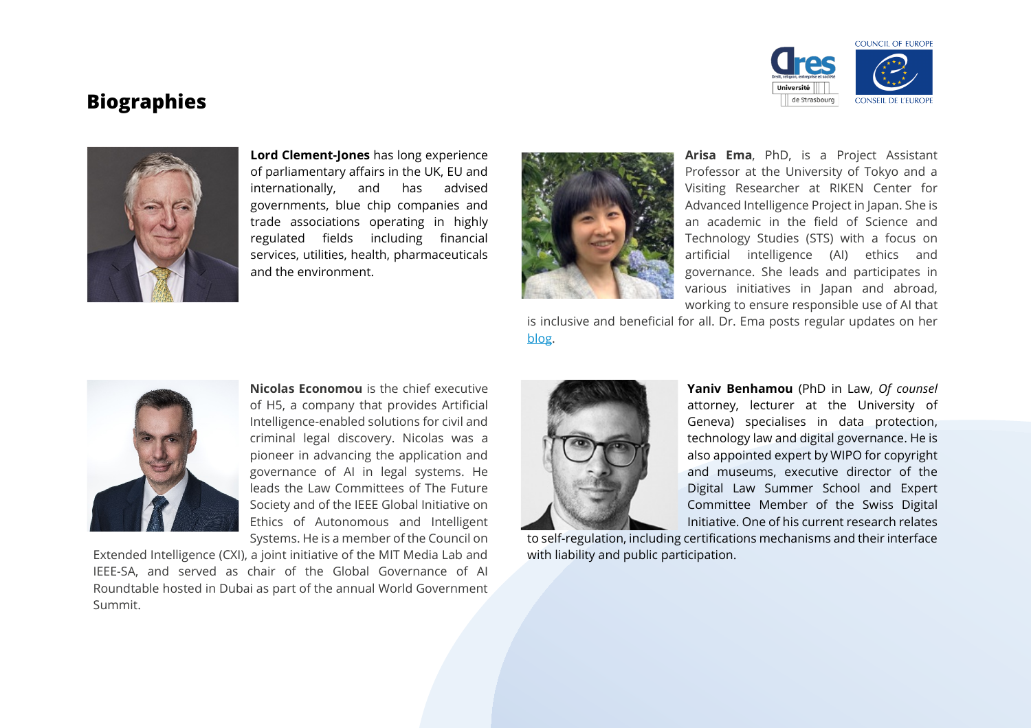## Biographies

**Lord Clement-Jones** has long experience of parliamentary affairs in the UK, EU and internationally, and has advised governments, blue chip companies and trade associations operating in highly regulated fields including financial services, utilities, health, pharmaceuticals and the environment.

**Arisa Ema**, PhD, is a Project Assistant Professor at the University of Tokyo and a Visiting Researcher at RIKEN Center for Advanced Intelligence Project in Japan. She is an academic in the field of Science and Technology Studies (STS) with a focus on artificial intelligence (AI) ethics and governance. She leads and participates in various initiatives in Japan and abroad, working to ensure responsible use of AI that is inclusive and beneficial for all. Dr. Ema posts regular updates on her blog.

**Nicolas Economou** is the chief executive of H5, a company that provides Artificial Intelligence-enabled solutions for civil and criminal legal discovery. Nicolas was a pioneer in advancing the application and governance of AI in legal systems. He leads the Law Committees of The Future Society and of the IEEE Global Initiative on Ethics of Autonomous and Intelligent Systems. He is a member of the Council on Extended Intelligence (CXI), a joint initiative of the MIT Media Lab and IEEE-SA, and served as chair of the Global Governance of AI Roundtable hosted in Dubai as part of the annual World Government Summit.

**Yaniv Benhamou** (PhD in Law, *Of counsel* attorney, lecturer at the University of Geneva) specialises in data protection, technology law and digital governance. He is also appointed expert by WIPO for copyright and museums, executive director of the Digital Law Summer School and Expert Committee Member of the Swiss Digital Initiative. One of his current research relates to self-regulation, including certifications mechanisms and their interface with liability and public participation.